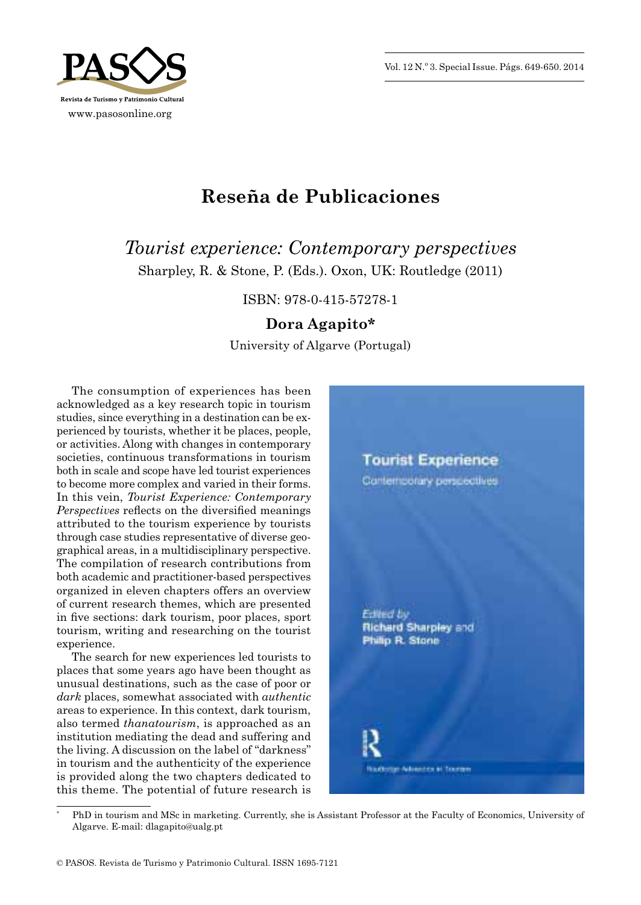# Reseña de Publicaciones

## *Tourist experience: Contemporary perspectives*

Sharpley, R. & Stone, P. (Eds.). Oxon, UK: Routledge (2011)

ISBN: 978-0-415-57278-1

**Dora Agapito***

University of Algarve (Portugal)

The consumption of experiences has been acknowledged as a key research topic in tourism studies, since everything in a destination can be experienced by tourists, whether it be places, people, or activities. Along with changes in contemporary societies, continuous transformations in tourism both in scale and scope have led tourist experiences to become more complex and varied in their forms. In this vein, *Tourist Experience: Contemporary Perspectives* reflects on the diversified meanings attributed to the tourism experience by tourists through case studies representative of diverse geographical areas, in a multidisciplinary perspective. The compilation of research contributions from both academic and practitioner-based perspectives organized in eleven chapters offers an overview of current research themes, which are presented in five sections: dark tourism, poor places, sport tourism, writing and researching on the tourist experience.

The search for new experiences led tourists to places that some years ago have been thought as unusual destinations, such as the case of poor or *dark* places, somewhat associated with *authentic* areas to experience. In this context, dark tourism, also termed *thanatourism*, is approached as an institution mediating the dead and suffering and the living. A discussion on the label of "darkness" in tourism and the authenticity of the experience is provided along the two chapters dedicated to this theme. The potential of future research is

---

\* PhD in tourism and MSc in marketing. Currently, she is Assistant Professor at the Faculty of Economics, University of Algarve. E-mail: dlagapito@ualg.pt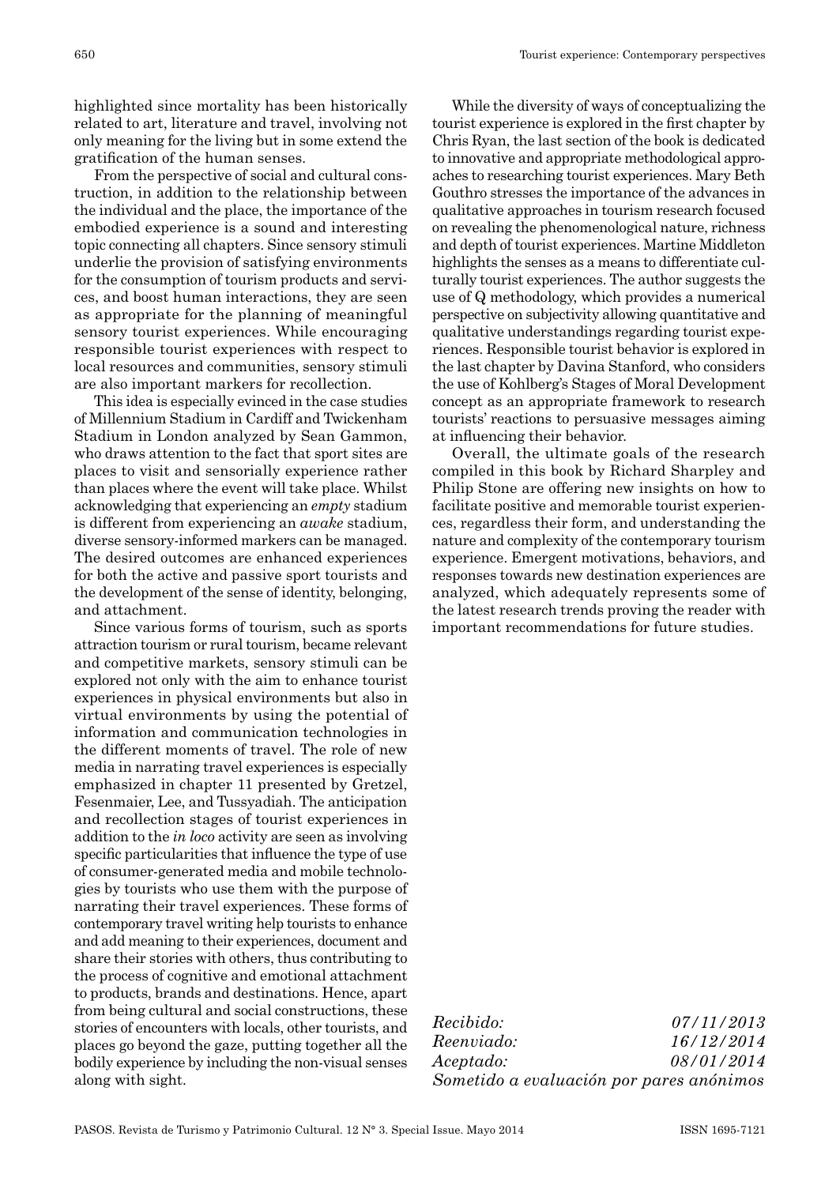highlighted since mortality has been historically related to art, literature and travel, involving not only meaning for the living but in some extend the gratification of the human senses.

From the perspective of social and cultural construction, in addition to the relationship between the individual and the place, the importance of the embodied experience is a sound and interesting topic connecting all chapters. Since sensory stimuli underlie the provision of satisfying environments for the consumption of tourism products and services, and boost human interactions, they are seen as appropriate for the planning of meaningful sensory tourist experiences. While encouraging responsible tourist experiences with respect to local resources and communities, sensory stimuli are also important markers for recollection.

This idea is especially evinced in the case studies of Millennium Stadium in Cardiff and Twickenham Stadium in London analyzed by Sean Gammon, who draws attention to the fact that sport sites are places to visit and sensorially experience rather than places where the event will take place. Whilst acknowledging that experiencing an *empty* stadium is different from experiencing an *awake* stadium, diverse sensory-informed markers can be managed. The desired outcomes are enhanced experiences for both the active and passive sport tourists and the development of the sense of identity, belonging, and attachment.

Since various forms of tourism, such as sports attraction tourism or rural tourism, became relevant and competitive markets, sensory stimuli can be explored not only with the aim to enhance tourist experiences in physical environments but also in virtual environments by using the potential of information and communication technologies in the different moments of travel. The role of new media in narrating travel experiences is especially emphasized in chapter 11 presented by Gretzel, Fesenmaier, Lee, and Tussyadiah. The anticipation and recollection stages of tourist experiences in addition to the *in loco* activity are seen as involving specific particularities that influence the type of use of consumer-generated media and mobile technologies by tourists who use them with the purpose of narrating their travel experiences. These forms of contemporary travel writing help tourists to enhance and add meaning to their experiences, document and share their stories with others, thus contributing to the process of cognitive and emotional attachment to products, brands and destinations. Hence, apart from being cultural and social constructions, these stories of encounters with locals, other tourists, and places go beyond the gaze, putting together all the bodily experience by including the non-visual senses along with sight.

While the diversity of ways of conceptualizing the tourist experience is explored in the first chapter by Chris Ryan, the last section of the book is dedicated to innovative and appropriate methodological approaches to researching tourist experiences. Mary Beth Gouthro stresses the importance of the advances in qualitative approaches in tourism research focused on revealing the phenomenological nature, richness and depth of tourist experiences. Martine Middleton highlights the senses as a means to differentiate culturally tourist experiences. The author suggests the use of Q methodology, which provides a numerical perspective on subjectivity allowing quantitative and qualitative understandings regarding tourist experiences. Responsible tourist behavior is explored in the last chapter by Davina Stanford, who considers the use of Kohlberg's Stages of Moral Development concept as an appropriate framework to research tourists' reactions to persuasive messages aiming at influencing their behavior.

Overall, the ultimate goals of the research compiled in this book by Richard Sharpley and Philip Stone are offering new insights on how to facilitate positive and memorable tourist experiences, regardless their form, and understanding the nature and complexity of the contemporary tourism experience. Emergent motivations, behaviors, and responses towards new destination experiences are analyzed, which adequately represents some of the latest research trends proving the reader with important recommendations for future studies.

*Recibido:* *07/11/2013*
*Reenviado:* *16/12/2014*
*Aceptado:* *08/01/2014*
*Sometido a evaluación por pares anónimos*